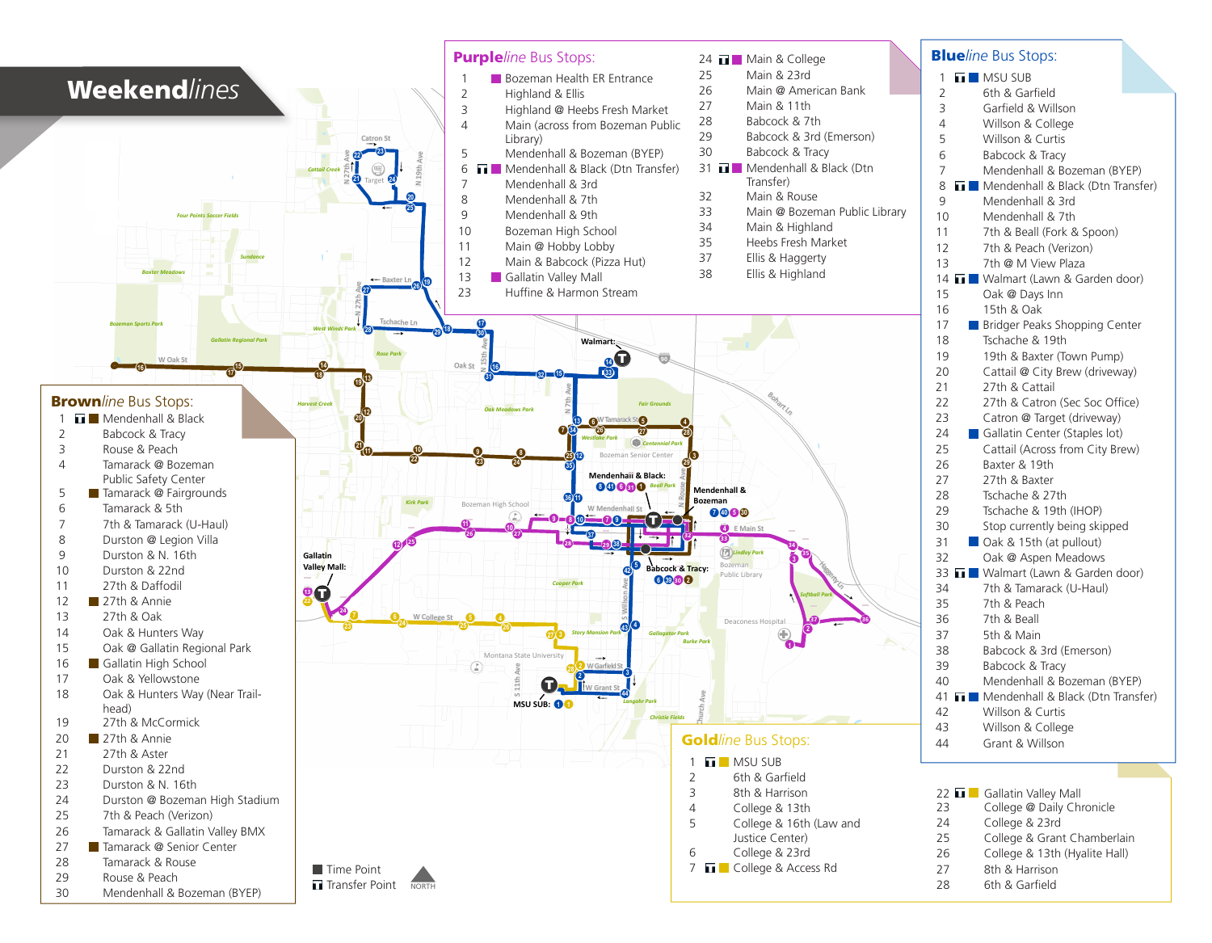# Weekend*lines*

## Purple*line* Bus Stops:

1. Bozeman Health ER Entrance
2. Highland & Ellis
3. Highland @ Heebs Fresh Market
4. Main (across from Bozeman Public Library)
5. Mendenhall & Bozeman (BYEP)
6. Mendenhall & Black (Dtn Transfer)
7. Mendenhall & 3rd
8. Mendenhall & 7th
9. Mendenhall & 9th
10. Bozeman High School
11. Main @ Hobby Lobby
12. Main & Babcock (Pizza Hut)
13. Gallatin Valley Mall
23. Huffine & Harmon Stream
24. Main & College
25. Main & 23rd
26. Main @ American Bank
27. Main & 11th
28. Babcock & 7th
29. Babcock & 3rd (Emerson)
30. Babcock & Tracy
31. Mendenhall & Black (Dtn Transfer)
32. Main & Rouse
33. Main @ Bozeman Public Library
34. Main & Highland
35. Heebs Fresh Market
37. Ellis & Haggerty
38. Ellis & Highland

## Blue*line* Bus Stops:

1. MSU SUB
2. 6th & Garfield
3. Garfield & Willson
4. Willson & College
5. Willson & Curtis
6. Babcock & Tracy
7. Mendenhall & Bozeman (BYEP)
8. Mendenhall & Black (Dtn Transfer)
9. Mendenhall & 3rd
10. Mendenhall & 7th
11. 7th & Beall (Fork & Spoon)
12. 7th & Peach (Verizon)
13. 7th @ M View Plaza
14. Walmart (Lawn & Garden door)
15. Oak @ Days Inn
16. 15th & Oak
17. Bridger Peaks Shopping Center
18. Tschache & 19th
19. 19th & Baxter (Town Pump)
20. Cattail @ City Brew (driveway)
21. 27th & Cattail
22. 27th & Catron (Sec Soc Office)
23. Catron @ Target (driveway)
24. Gallatin Center (Staples lot)
25. Cattail (Across from City Brew)
26. Baxter & 19th
27. 27th & Baxter
28. Tschache & 27th
29. Tschache & 19th (IHOP)
30. Stop currently being skipped
31. Oak & 15th (at pullout)
32. Oak @ Aspen Meadows
33. Walmart (Lawn & Garden door)
34. 7th & Tamarack (U-Haul)
35. 7th & Peach
36. 7th & Beall
37. 5th & Main
38. Babcock & 3rd (Emerson)
39. Babcock & Tracy
40. Mendenhall & Bozeman (BYEP)
41. Mendenhall & Black (Dtn Transfer)
42. Willson & Curtis
43. Willson & College
44. Grant & Willson

## Brown*line* Bus Stops:

1. Mendenhall & Black
2. Babcock & Tracy
3. Rouse & Peach
4. Tamarack @ Bozeman Public Safety Center
5. Tamarack @ Fairgrounds
6. Tamarack & 5th
7. 7th & Tamarack (U-Haul)
8. Durston @ Legion Villa
9. Durston & N. 16th
10. Durston & 22nd
11. 27th & Daffodil
12. 27th & Annie
13. 27th & Oak
14. Oak & Hunters Way
15. Oak @ Gallatin Regional Park
16. Gallatin High School
17. Oak & Yellowstone
18. Oak & Hunters Way (Near Trail-head)
19. 27th & McCormick
20. 27th & Annie
21. 27th & Aster
22. Durston & 22nd
23. Durston & N. 16th
24. Durston @ Bozeman High Stadium
25. 7th & Peach (Verizon)
26. Tamarack & Gallatin Valley BMX
27. Tamarack @ Senior Center
28. Tamarack & Rouse
29. Rouse & Peach
30. Mendenhall & Bozeman (BYEP)

## Gold*line* Bus Stops:

1. MSU SUB
2. 6th & Garfield
3. 8th & Harrison
4. College & 13th
5. College & 16th (Law and Justice Center)
6. College & 23rd
7. College & Access Rd
22. Gallatin Valley Mall
23. College @ Daily Chronicle
24. College & 23rd
25. College & Grant Chamberlain
26. College & 13th (Hyalite Hall)
27. 8th & Harrison
28. 6th & Garfield

■ Time Point
Transfer Point

NORTH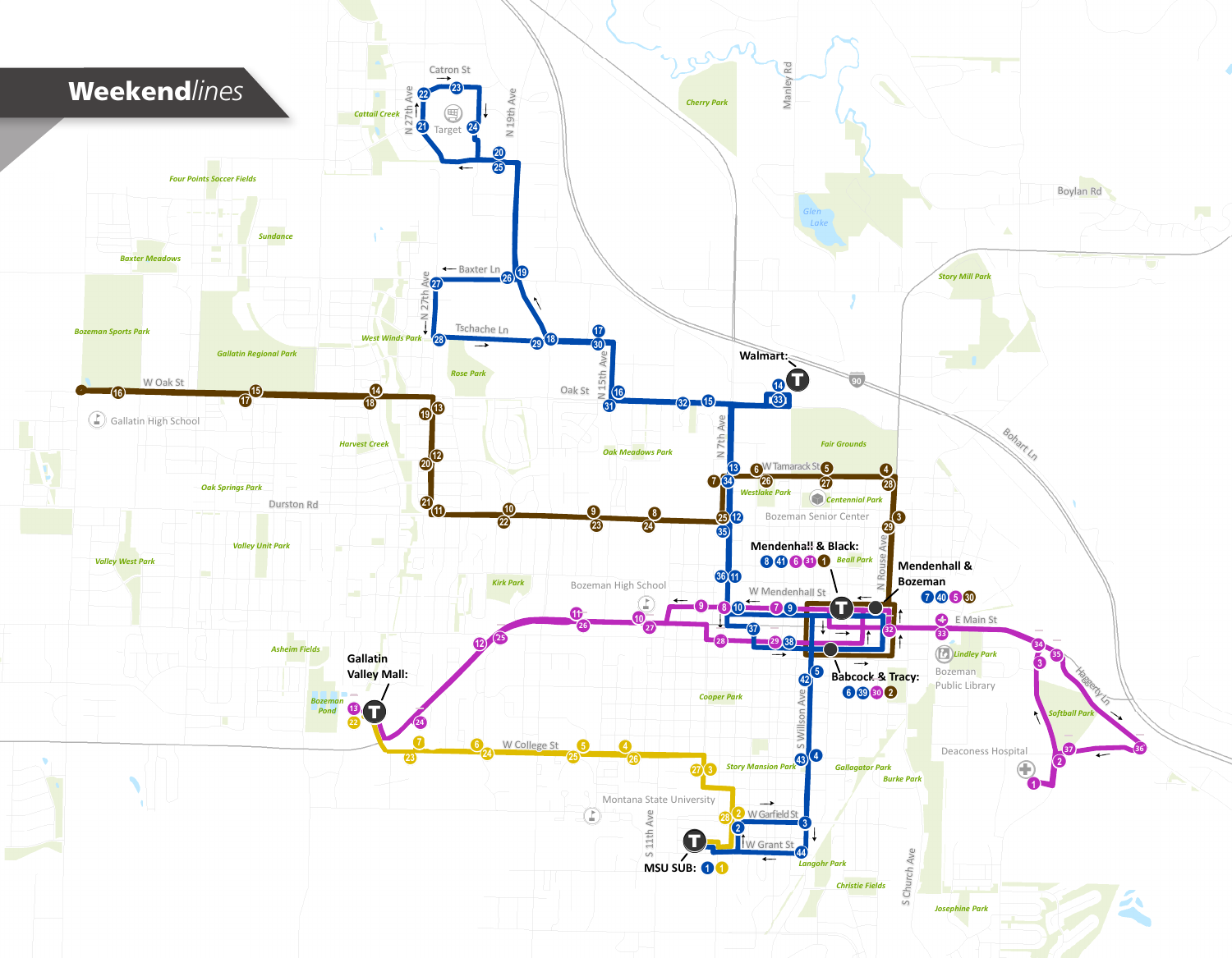# Weekend*lines*

**Walmart:** 14 33

**Mendenhall & Black:** 8 41 6 31 1

**Mendenhall & Bozeman:** 7 40 5 30

**Babcock & Tracy:** 6 39 30 2

**Gallatin Valley Mall:** 13 22

**MSU SUB:** 1 1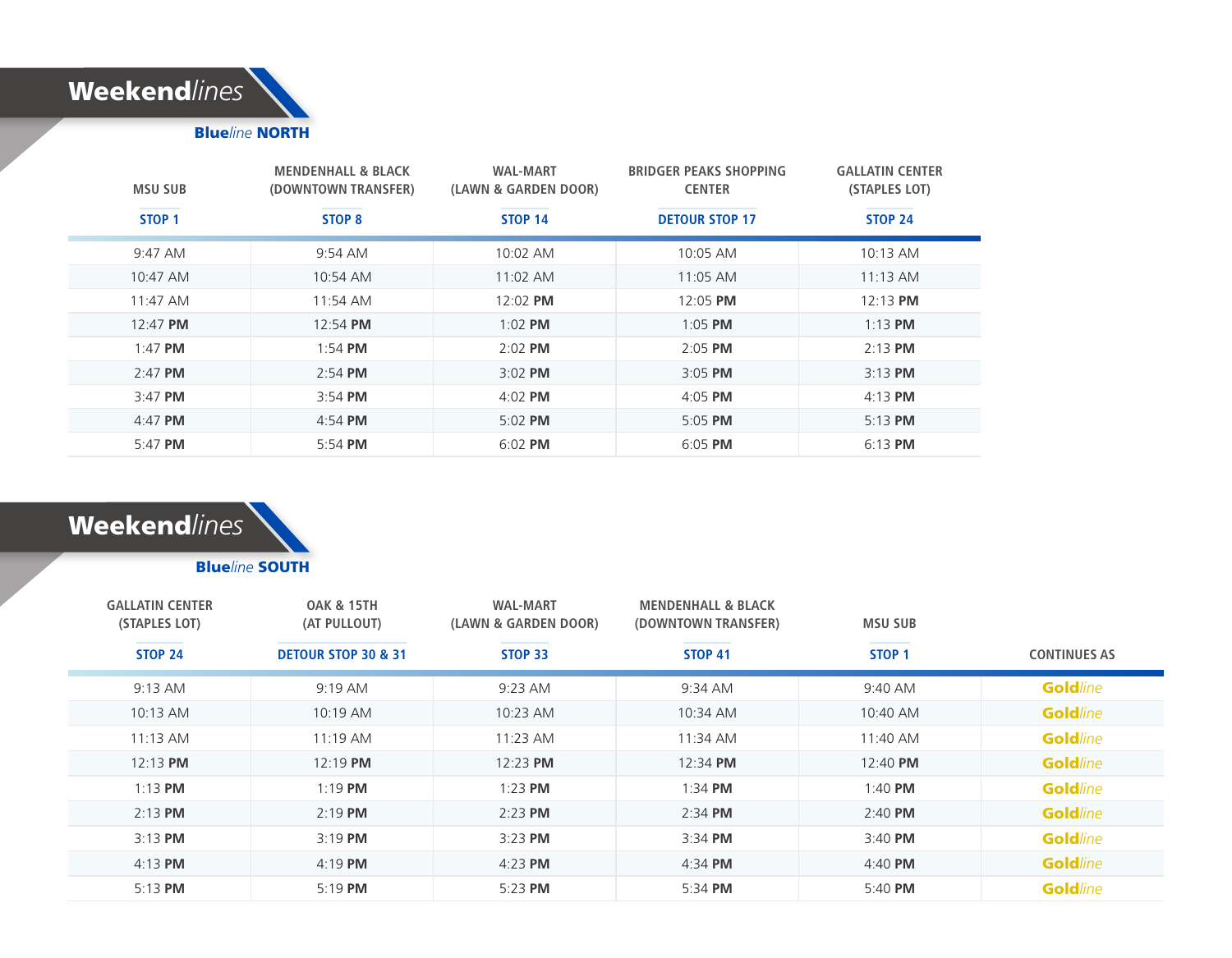# *Weekend*lines

## **Blue***line* **NORTH**

| MSU SUB<br>STOP 1 | MENDENHALL & BLACK (DOWNTOWN TRANSFER)<br>STOP 8 | WAL-MART (LAWN & GARDEN DOOR)<br>STOP 14 | BRIDGER PEAKS SHOPPING CENTER<br>DETOUR STOP 17 | GALLATIN CENTER (STAPLES LOT)<br>STOP 24 |
|---|---|---|---|---|
| 9:47 AM | 9:54 AM | 10:02 AM | 10:05 AM | 10:13 AM |
| 10:47 AM | 10:54 AM | 11:02 AM | 11:05 AM | 11:13 AM |
| 11:47 AM | 11:54 AM | 12:02 **PM** | 12:05 **PM** | 12:13 **PM** |
| 12:47 **PM** | 12:54 **PM** | 1:02 **PM** | 1:05 **PM** | 1:13 **PM** |
| 1:47 **PM** | 1:54 **PM** | 2:02 **PM** | 2:05 **PM** | 2:13 **PM** |
| 2:47 **PM** | 2:54 **PM** | 3:02 **PM** | 3:05 **PM** | 3:13 **PM** |
| 3:47 **PM** | 3:54 **PM** | 4:02 **PM** | 4:05 **PM** | 4:13 **PM** |
| 4:47 **PM** | 4:54 **PM** | 5:02 **PM** | 5:05 **PM** | 5:13 **PM** |
| 5:47 **PM** | 5:54 **PM** | 6:02 **PM** | 6:05 **PM** | 6:13 **PM** |

# *Weekend*lines

## **Blue***line* **SOUTH**

| GALLATIN CENTER (STAPLES LOT)<br>STOP 24 | OAK & 15TH (AT PULLOUT)<br>DETOUR STOP 30 & 31 | WAL-MART (LAWN & GARDEN DOOR)<br>STOP 33 | MENDENHALL & BLACK (DOWNTOWN TRANSFER)<br>STOP 41 | MSU SUB<br>STOP 1 | CONTINUES AS |
|---|---|---|---|---|---|
| 9:13 AM | 9:19 AM | 9:23 AM | 9:34 AM | 9:40 AM | **Gold***line* |
| 10:13 AM | 10:19 AM | 10:23 AM | 10:34 AM | 10:40 AM | **Gold***line* |
| 11:13 AM | 11:19 AM | 11:23 AM | 11:34 AM | 11:40 AM | **Gold***line* |
| 12:13 **PM** | 12:19 **PM** | 12:23 **PM** | 12:34 **PM** | 12:40 **PM** | **Gold***line* |
| 1:13 **PM** | 1:19 **PM** | 1:23 **PM** | 1:34 **PM** | 1:40 **PM** | **Gold***line* |
| 2:13 **PM** | 2:19 **PM** | 2:23 **PM** | 2:34 **PM** | 2:40 **PM** | **Gold***line* |
| 3:13 **PM** | 3:19 **PM** | 3:23 **PM** | 3:34 **PM** | 3:40 **PM** | **Gold***line* |
| 4:13 **PM** | 4:19 **PM** | 4:23 **PM** | 4:34 **PM** | 4:40 **PM** | **Gold***line* |
| 5:13 **PM** | 5:19 **PM** | 5:23 **PM** | 5:34 **PM** | 5:40 **PM** | **Gold***line* |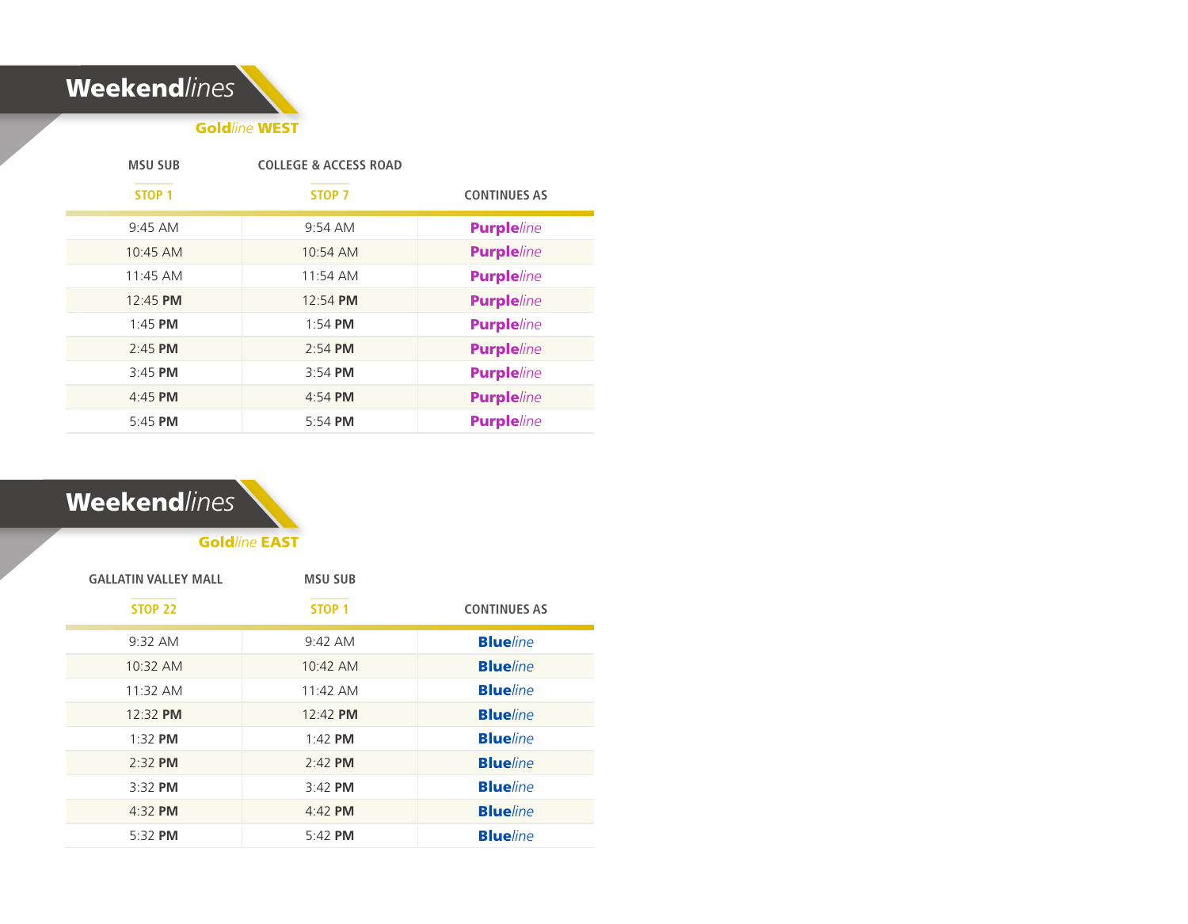## **Weekend***lines*

### **Gold***line* **WEST**

| MSU SUB STOP 1 | COLLEGE & ACCESS ROAD STOP 7 | CONTINUES AS |
|---|---|---|
| 9:45 AM | 9:54 AM | **Purple***line* |
| 10:45 AM | 10:54 AM | **Purple***line* |
| 11:45 AM | 11:54 AM | **Purple***line* |
| 12:45 **PM** | 12:54 **PM** | **Purple***line* |
| 1:45 **PM** | 1:54 **PM** | **Purple***line* |
| 2:45 **PM** | 2:54 **PM** | **Purple***line* |
| 3:45 **PM** | 3:54 **PM** | **Purple***line* |
| 4:45 **PM** | 4:54 **PM** | **Purple***line* |
| 5:45 **PM** | 5:54 **PM** | **Purple***line* |

## **Weekend***lines*

### **Gold***line* **EAST**

| GALLATIN VALLEY MALL STOP 22 | MSU SUB STOP 1 | CONTINUES AS |
|---|---|---|
| 9:32 AM | 9:42 AM | **Blue***line* |
| 10:32 AM | 10:42 AM | **Blue***line* |
| 11:32 AM | 11:42 AM | **Blue***line* |
| 12:32 **PM** | 12:42 **PM** | **Blue***line* |
| 1:32 **PM** | 1:42 **PM** | **Blue***line* |
| 2:32 **PM** | 2:42 **PM** | **Blue***line* |
| 3:32 **PM** | 3:42 **PM** | **Blue***line* |
| 4:32 **PM** | 4:42 **PM** | **Blue***line* |
| 5:32 **PM** | 5:42 **PM** | **Blue***line* |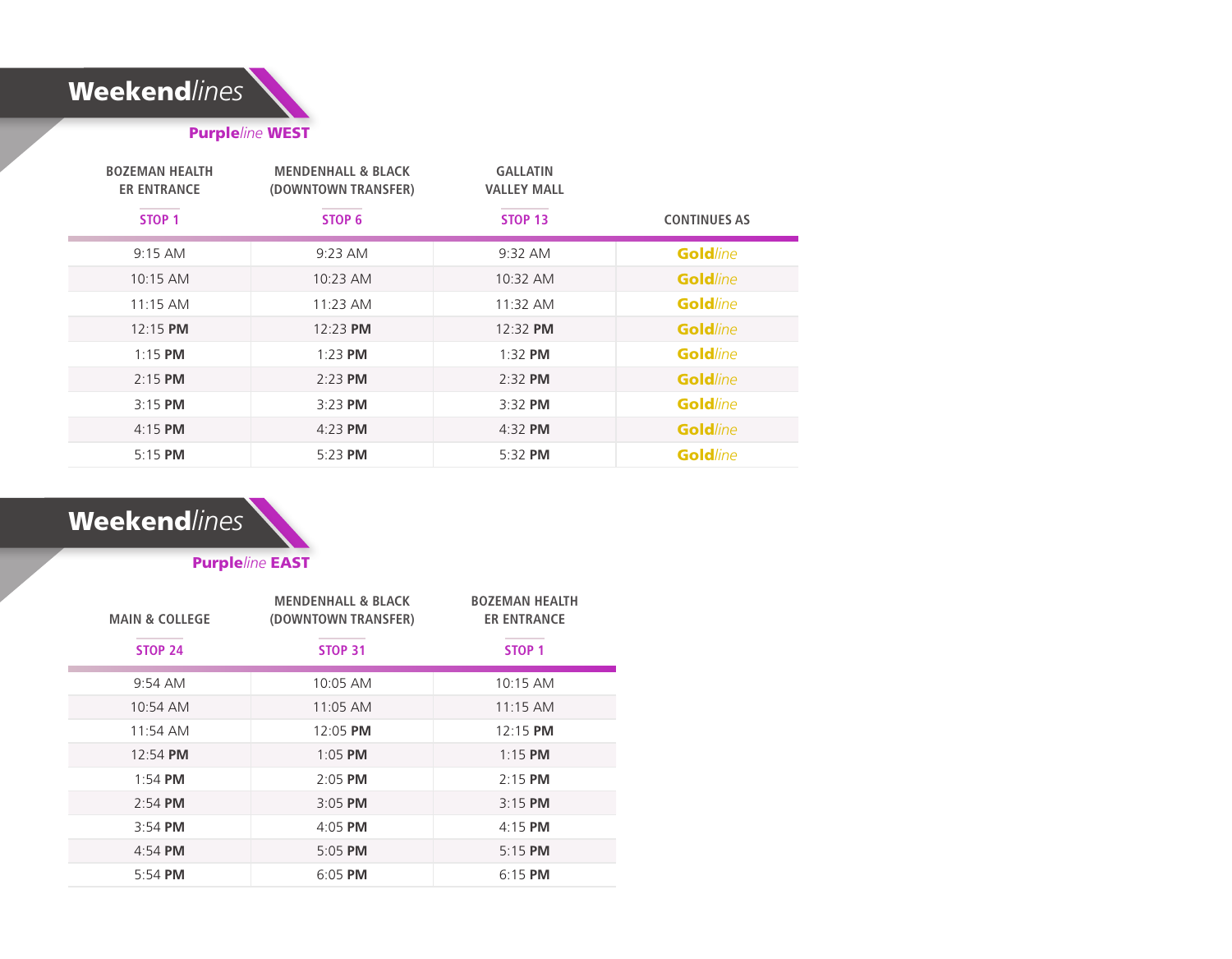## *Weekend*lines

### Purple*line* WEST

| BOZEMAN HEALTH ER ENTRANCE STOP 1 | MENDENHALL & BLACK (DOWNTOWN TRANSFER) STOP 6 | GALLATIN VALLEY MALL STOP 13 | CONTINUES AS |
|---|---|---|---|
| 9:15 AM | 9:23 AM | 9:32 AM | Gold*line* |
| 10:15 AM | 10:23 AM | 10:32 AM | Gold*line* |
| 11:15 AM | 11:23 AM | 11:32 AM | Gold*line* |
| 12:15 **PM** | 12:23 **PM** | 12:32 **PM** | Gold*line* |
| 1:15 **PM** | 1:23 **PM** | 1:32 **PM** | Gold*line* |
| 2:15 **PM** | 2:23 **PM** | 2:32 **PM** | Gold*line* |
| 3:15 **PM** | 3:23 **PM** | 3:32 **PM** | Gold*line* |
| 4:15 **PM** | 4:23 **PM** | 4:32 **PM** | Gold*line* |
| 5:15 **PM** | 5:23 **PM** | 5:32 **PM** | Gold*line* |

## *Weekend*lines

### Purple*line* EAST

| MAIN & COLLEGE STOP 24 | MENDENHALL & BLACK (DOWNTOWN TRANSFER) STOP 31 | BOZEMAN HEALTH ER ENTRANCE STOP 1 |
|---|---|---|
| 9:54 AM | 10:05 AM | 10:15 AM |
| 10:54 AM | 11:05 AM | 11:15 AM |
| 11:54 AM | 12:05 **PM** | 12:15 **PM** |
| 12:54 **PM** | 1:05 **PM** | 1:15 **PM** |
| 1:54 **PM** | 2:05 **PM** | 2:15 **PM** |
| 2:54 **PM** | 3:05 **PM** | 3:15 **PM** |
| 3:54 **PM** | 4:05 **PM** | 4:15 **PM** |
| 4:54 **PM** | 5:05 **PM** | 5:15 **PM** |
| 5:54 **PM** | 6:05 **PM** | 6:15 **PM** |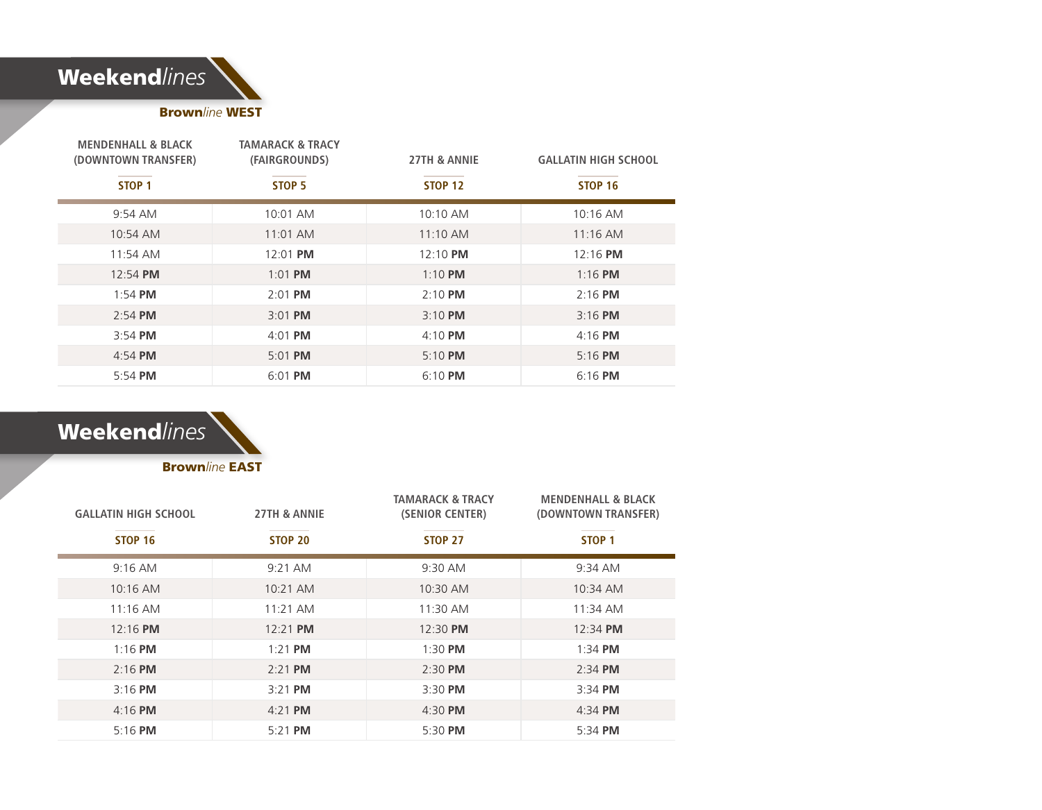## ***Weekend****lines*

### **Brown***line* **WEST**

| MENDENHALL & BLACK (DOWNTOWN TRANSFER) STOP 1 | TAMARACK & TRACY (FAIRGROUNDS) STOP 5 | 27TH & ANNIE STOP 12 | GALLATIN HIGH SCHOOL STOP 16 |
|---|---|---|---|
| 9:54 AM | 10:01 AM | 10:10 AM | 10:16 AM |
| 10:54 AM | 11:01 AM | 11:10 AM | 11:16 AM |
| 11:54 AM | 12:01 **PM** | 12:10 **PM** | 12:16 **PM** |
| 12:54 **PM** | 1:01 **PM** | 1:10 **PM** | 1:16 **PM** |
| 1:54 **PM** | 2:01 **PM** | 2:10 **PM** | 2:16 **PM** |
| 2:54 **PM** | 3:01 **PM** | 3:10 **PM** | 3:16 **PM** |
| 3:54 **PM** | 4:01 **PM** | 4:10 **PM** | 4:16 **PM** |
| 4:54 **PM** | 5:01 **PM** | 5:10 **PM** | 5:16 **PM** |
| 5:54 **PM** | 6:01 **PM** | 6:10 **PM** | 6:16 **PM** |

## ***Weekend****lines*

### **Brown***line* **EAST**

| GALLATIN HIGH SCHOOL STOP 16 | 27TH & ANNIE STOP 20 | TAMARACK & TRACY (SENIOR CENTER) STOP 27 | MENDENHALL & BLACK (DOWNTOWN TRANSFER) STOP 1 |
|---|---|---|---|
| 9:16 AM | 9:21 AM | 9:30 AM | 9:34 AM |
| 10:16 AM | 10:21 AM | 10:30 AM | 10:34 AM |
| 11:16 AM | 11:21 AM | 11:30 AM | 11:34 AM |
| 12:16 **PM** | 12:21 **PM** | 12:30 **PM** | 12:34 **PM** |
| 1:16 **PM** | 1:21 **PM** | 1:30 **PM** | 1:34 **PM** |
| 2:16 **PM** | 2:21 **PM** | 2:30 **PM** | 2:34 **PM** |
| 3:16 **PM** | 3:21 **PM** | 3:30 **PM** | 3:34 **PM** |
| 4:16 **PM** | 4:21 **PM** | 4:30 **PM** | 4:34 **PM** |
| 5:16 **PM** | 5:21 **PM** | 5:30 **PM** | 5:34 **PM** |